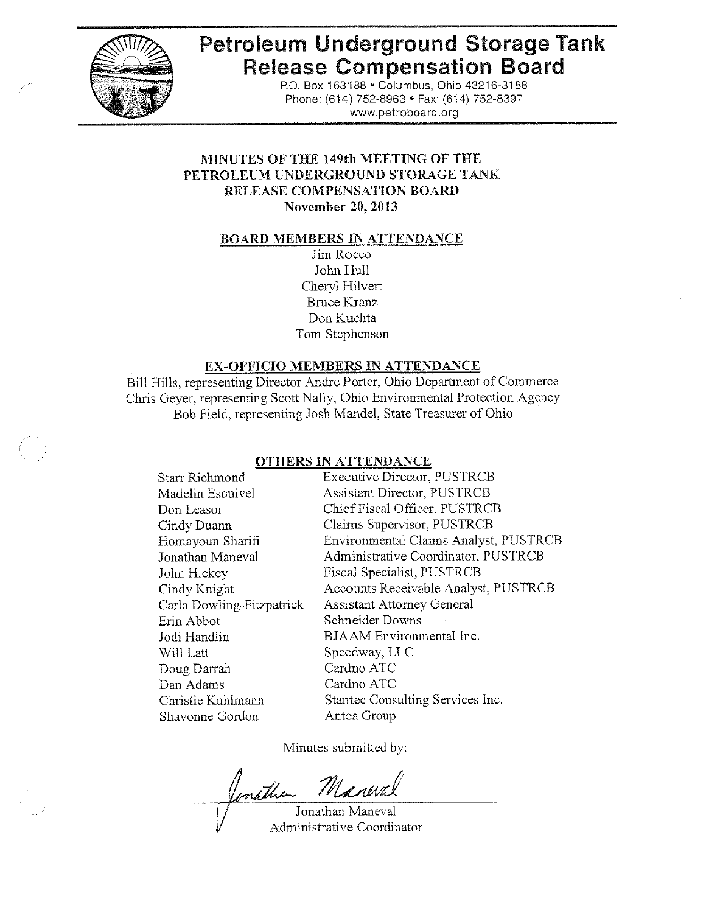# Petroleum Underground Storage Tank Release Compensation Board

P.O. Box 163188 • Columbus, Ohio 43216-3188
Phone: (614) 752-8963 • Fax: (614) 752-8397
www.petroboard.org

## MINUTES OF THE 149th MEETING OF THE PETROLEUM UNDERGROUND STORAGE TANK RELEASE COMPENSATION BOARD
**November 20, 2013**

### BOARD MEMBERS IN ATTENDANCE

Jim Rocco
John Hull
Cheryl Hilvert
Bruce Kranz
Don Kuchta
Tom Stephenson

### EX-OFFICIO MEMBERS IN ATTENDANCE

Bill Hills, representing Director Andre Porter, Ohio Department of Commerce
Chris Geyer, representing Scott Nally, Ohio Environmental Protection Agency
Bob Field, representing Josh Mandel, State Treasurer of Ohio

### OTHERS IN ATTENDANCE

| | |
|---|---|
| Starr Richmond | Executive Director, PUSTRCB |
| Madelin Esquivel | Assistant Director, PUSTRCB |
| Don Leasor | Chief Fiscal Officer, PUSTRCB |
| Cindy Duann | Claims Supervisor, PUSTRCB |
| Homayoun Sharifi | Environmental Claims Analyst, PUSTRCB |
| Jonathan Maneval | Administrative Coordinator, PUSTRCB |
| John Hickey | Fiscal Specialist, PUSTRCB |
| Cindy Knight | Accounts Receivable Analyst, PUSTRCB |
| Carla Dowling-Fitzpatrick | Assistant Attorney General |
| Erin Abbot | Schneider Downs |
| Jodi Handlin | BJAAM Environmental Inc. |
| Will Latt | Speedway, LLC |
| Doug Darrah | Cardno ATC |
| Dan Adams | Cardno ATC |
| Christie Kuhlmann | Stantec Consulting Services Inc. |
| Shavonne Gordon | Antea Group |

Minutes submitted by:

Jonathan Maneval
Administrative Coordinator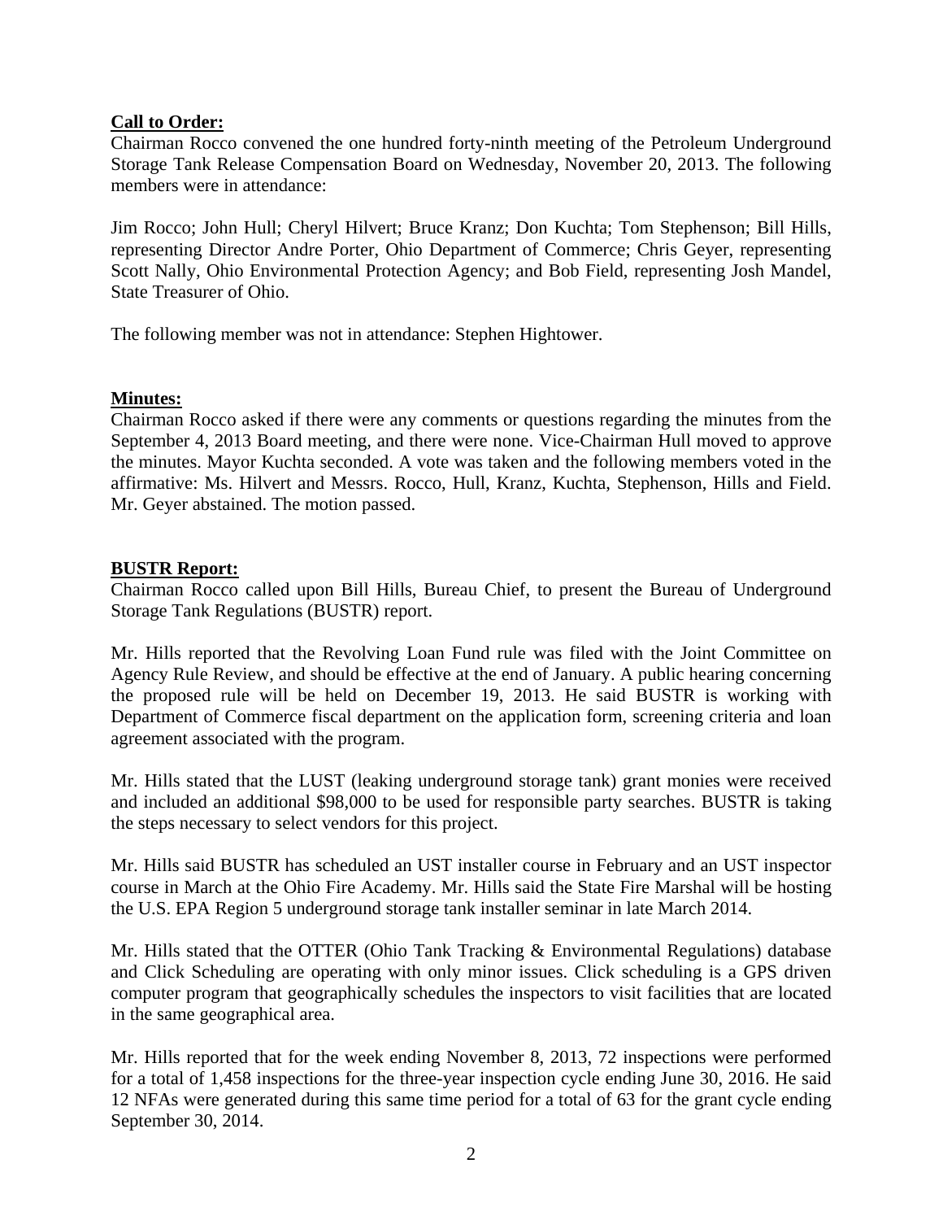**Call to Order:**

Chairman Rocco convened the one hundred forty-ninth meeting of the Petroleum Underground Storage Tank Release Compensation Board on Wednesday, November 20, 2013. The following members were in attendance:

Jim Rocco; John Hull; Cheryl Hilvert; Bruce Kranz; Don Kuchta; Tom Stephenson; Bill Hills, representing Director Andre Porter, Ohio Department of Commerce; Chris Geyer, representing Scott Nally, Ohio Environmental Protection Agency; and Bob Field, representing Josh Mandel, State Treasurer of Ohio.

The following member was not in attendance: Stephen Hightower.

**Minutes:**

Chairman Rocco asked if there were any comments or questions regarding the minutes from the September 4, 2013 Board meeting, and there were none. Vice-Chairman Hull moved to approve the minutes. Mayor Kuchta seconded. A vote was taken and the following members voted in the affirmative: Ms. Hilvert and Messrs. Rocco, Hull, Kranz, Kuchta, Stephenson, Hills and Field. Mr. Geyer abstained. The motion passed.

**BUSTR Report:**

Chairman Rocco called upon Bill Hills, Bureau Chief, to present the Bureau of Underground Storage Tank Regulations (BUSTR) report.

Mr. Hills reported that the Revolving Loan Fund rule was filed with the Joint Committee on Agency Rule Review, and should be effective at the end of January. A public hearing concerning the proposed rule will be held on December 19, 2013. He said BUSTR is working with Department of Commerce fiscal department on the application form, screening criteria and loan agreement associated with the program.

Mr. Hills stated that the LUST (leaking underground storage tank) grant monies were received and included an additional $98,000 to be used for responsible party searches. BUSTR is taking the steps necessary to select vendors for this project.

Mr. Hills said BUSTR has scheduled an UST installer course in February and an UST inspector course in March at the Ohio Fire Academy. Mr. Hills said the State Fire Marshal will be hosting the U.S. EPA Region 5 underground storage tank installer seminar in late March 2014.

Mr. Hills stated that the OTTER (Ohio Tank Tracking & Environmental Regulations) database and Click Scheduling are operating with only minor issues. Click scheduling is a GPS driven computer program that geographically schedules the inspectors to visit facilities that are located in the same geographical area.

Mr. Hills reported that for the week ending November 8, 2013, 72 inspections were performed for a total of 1,458 inspections for the three-year inspection cycle ending June 30, 2016. He said 12 NFAs were generated during this same time period for a total of 63 for the grant cycle ending September 30, 2014.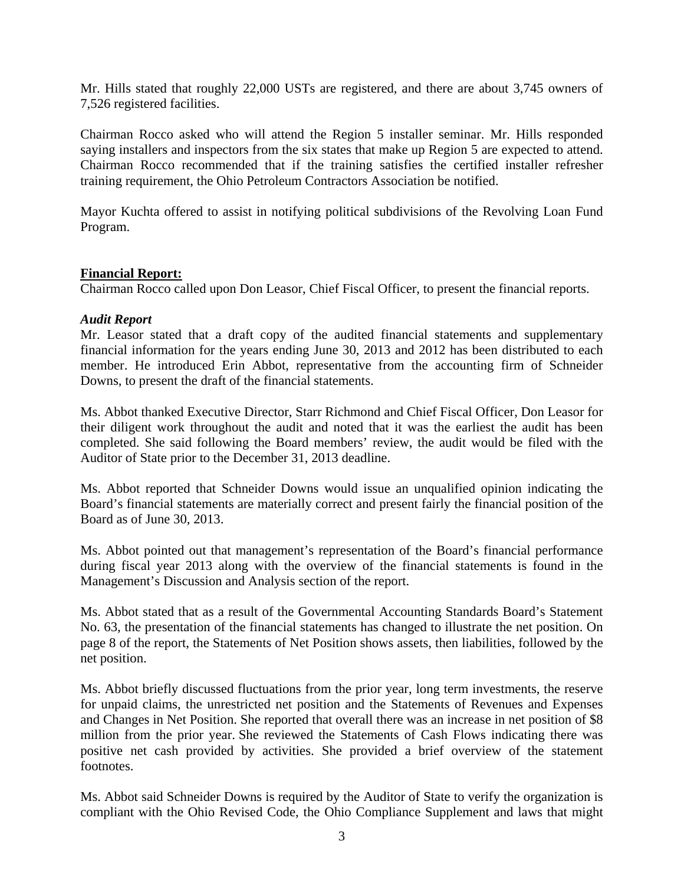Mr. Hills stated that roughly 22,000 USTs are registered, and there are about 3,745 owners of 7,526 registered facilities.

Chairman Rocco asked who will attend the Region 5 installer seminar. Mr. Hills responded saying installers and inspectors from the six states that make up Region 5 are expected to attend. Chairman Rocco recommended that if the training satisfies the certified installer refresher training requirement, the Ohio Petroleum Contractors Association be notified.

Mayor Kuchta offered to assist in notifying political subdivisions of the Revolving Loan Fund Program.

## Financial Report:

Chairman Rocco called upon Don Leasor, Chief Fiscal Officer, to present the financial reports.

### *Audit Report*

Mr. Leasor stated that a draft copy of the audited financial statements and supplementary financial information for the years ending June 30, 2013 and 2012 has been distributed to each member. He introduced Erin Abbot, representative from the accounting firm of Schneider Downs, to present the draft of the financial statements.

Ms. Abbot thanked Executive Director, Starr Richmond and Chief Fiscal Officer, Don Leasor for their diligent work throughout the audit and noted that it was the earliest the audit has been completed. She said following the Board members' review, the audit would be filed with the Auditor of State prior to the December 31, 2013 deadline.

Ms. Abbot reported that Schneider Downs would issue an unqualified opinion indicating the Board's financial statements are materially correct and present fairly the financial position of the Board as of June 30, 2013.

Ms. Abbot pointed out that management's representation of the Board's financial performance during fiscal year 2013 along with the overview of the financial statements is found in the Management's Discussion and Analysis section of the report.

Ms. Abbot stated that as a result of the Governmental Accounting Standards Board's Statement No. 63, the presentation of the financial statements has changed to illustrate the net position. On page 8 of the report, the Statements of Net Position shows assets, then liabilities, followed by the net position.

Ms. Abbot briefly discussed fluctuations from the prior year, long term investments, the reserve for unpaid claims, the unrestricted net position and the Statements of Revenues and Expenses and Changes in Net Position. She reported that overall there was an increase in net position of $8 million from the prior year. She reviewed the Statements of Cash Flows indicating there was positive net cash provided by activities. She provided a brief overview of the statement footnotes.

Ms. Abbot said Schneider Downs is required by the Auditor of State to verify the organization is compliant with the Ohio Revised Code, the Ohio Compliance Supplement and laws that might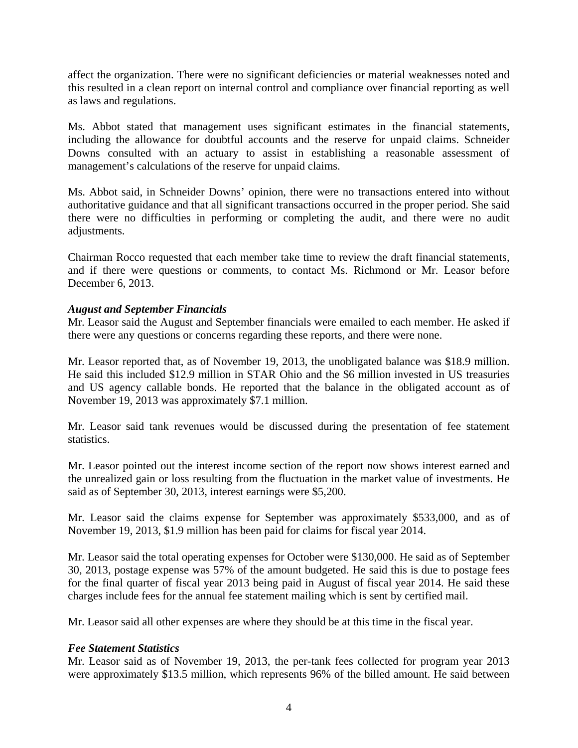affect the organization. There were no significant deficiencies or material weaknesses noted and this resulted in a clean report on internal control and compliance over financial reporting as well as laws and regulations.

Ms. Abbot stated that management uses significant estimates in the financial statements, including the allowance for doubtful accounts and the reserve for unpaid claims. Schneider Downs consulted with an actuary to assist in establishing a reasonable assessment of management's calculations of the reserve for unpaid claims.

Ms. Abbot said, in Schneider Downs' opinion, there were no transactions entered into without authoritative guidance and that all significant transactions occurred in the proper period. She said there were no difficulties in performing or completing the audit, and there were no audit adjustments.

Chairman Rocco requested that each member take time to review the draft financial statements, and if there were questions or comments, to contact Ms. Richmond or Mr. Leasor before December 6, 2013.

***August and September Financials***

Mr. Leasor said the August and September financials were emailed to each member. He asked if there were any questions or concerns regarding these reports, and there were none.

Mr. Leasor reported that, as of November 19, 2013, the unobligated balance was $18.9 million. He said this included $12.9 million in STAR Ohio and the $6 million invested in US treasuries and US agency callable bonds. He reported that the balance in the obligated account as of November 19, 2013 was approximately $7.1 million.

Mr. Leasor said tank revenues would be discussed during the presentation of fee statement statistics.

Mr. Leasor pointed out the interest income section of the report now shows interest earned and the unrealized gain or loss resulting from the fluctuation in the market value of investments. He said as of September 30, 2013, interest earnings were $5,200.

Mr. Leasor said the claims expense for September was approximately $533,000, and as of November 19, 2013, $1.9 million has been paid for claims for fiscal year 2014.

Mr. Leasor said the total operating expenses for October were $130,000. He said as of September 30, 2013, postage expense was 57% of the amount budgeted. He said this is due to postage fees for the final quarter of fiscal year 2013 being paid in August of fiscal year 2014. He said these charges include fees for the annual fee statement mailing which is sent by certified mail.

Mr. Leasor said all other expenses are where they should be at this time in the fiscal year.

***Fee Statement Statistics***

Mr. Leasor said as of November 19, 2013, the per-tank fees collected for program year 2013 were approximately $13.5 million, which represents 96% of the billed amount. He said between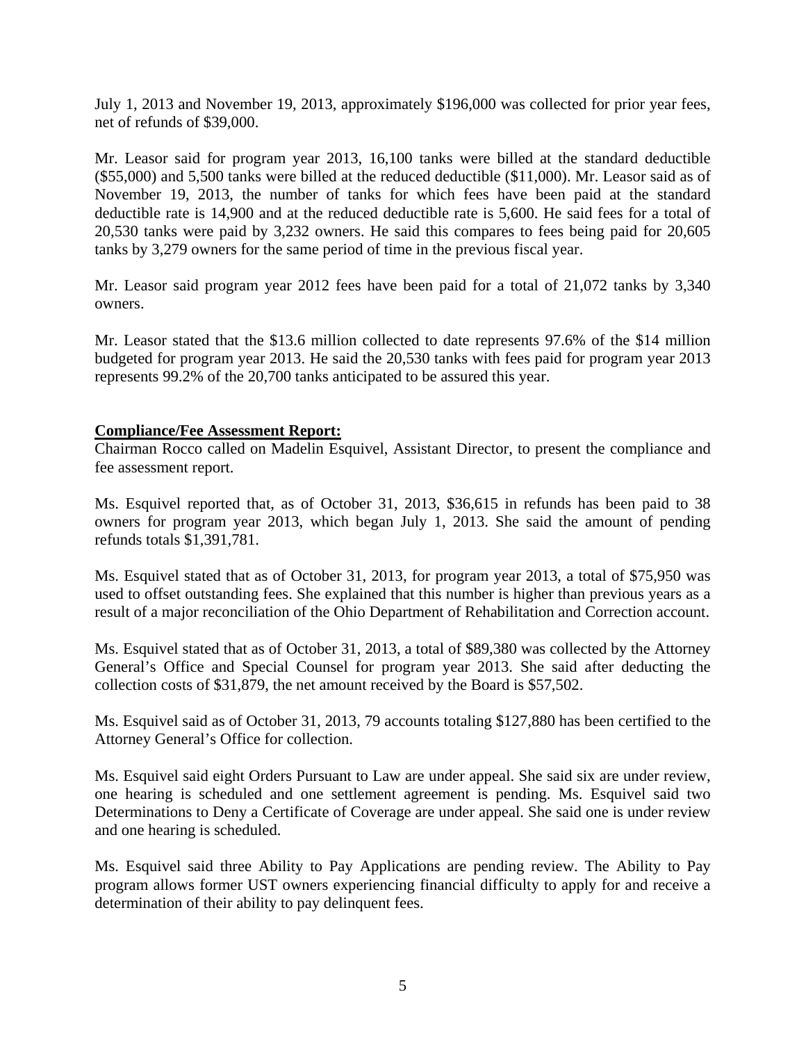July 1, 2013 and November 19, 2013, approximately $196,000 was collected for prior year fees, net of refunds of $39,000.

Mr. Leasor said for program year 2013, 16,100 tanks were billed at the standard deductible ($55,000) and 5,500 tanks were billed at the reduced deductible ($11,000). Mr. Leasor said as of November 19, 2013, the number of tanks for which fees have been paid at the standard deductible rate is 14,900 and at the reduced deductible rate is 5,600. He said fees for a total of 20,530 tanks were paid by 3,232 owners. He said this compares to fees being paid for 20,605 tanks by 3,279 owners for the same period of time in the previous fiscal year.

Mr. Leasor said program year 2012 fees have been paid for a total of 21,072 tanks by 3,340 owners.

Mr. Leasor stated that the $13.6 million collected to date represents 97.6% of the $14 million budgeted for program year 2013. He said the 20,530 tanks with fees paid for program year 2013 represents 99.2% of the 20,700 tanks anticipated to be assured this year.

**Compliance/Fee Assessment Report:**

Chairman Rocco called on Madelin Esquivel, Assistant Director, to present the compliance and fee assessment report.

Ms. Esquivel reported that, as of October 31, 2013, $36,615 in refunds has been paid to 38 owners for program year 2013, which began July 1, 2013. She said the amount of pending refunds totals $1,391,781.

Ms. Esquivel stated that as of October 31, 2013, for program year 2013, a total of $75,950 was used to offset outstanding fees. She explained that this number is higher than previous years as a result of a major reconciliation of the Ohio Department of Rehabilitation and Correction account.

Ms. Esquivel stated that as of October 31, 2013, a total of $89,380 was collected by the Attorney General's Office and Special Counsel for program year 2013. She said after deducting the collection costs of $31,879, the net amount received by the Board is $57,502.

Ms. Esquivel said as of October 31, 2013, 79 accounts totaling $127,880 has been certified to the Attorney General's Office for collection.

Ms. Esquivel said eight Orders Pursuant to Law are under appeal. She said six are under review, one hearing is scheduled and one settlement agreement is pending. Ms. Esquivel said two Determinations to Deny a Certificate of Coverage are under appeal. She said one is under review and one hearing is scheduled.

Ms. Esquivel said three Ability to Pay Applications are pending review. The Ability to Pay program allows former UST owners experiencing financial difficulty to apply for and receive a determination of their ability to pay delinquent fees.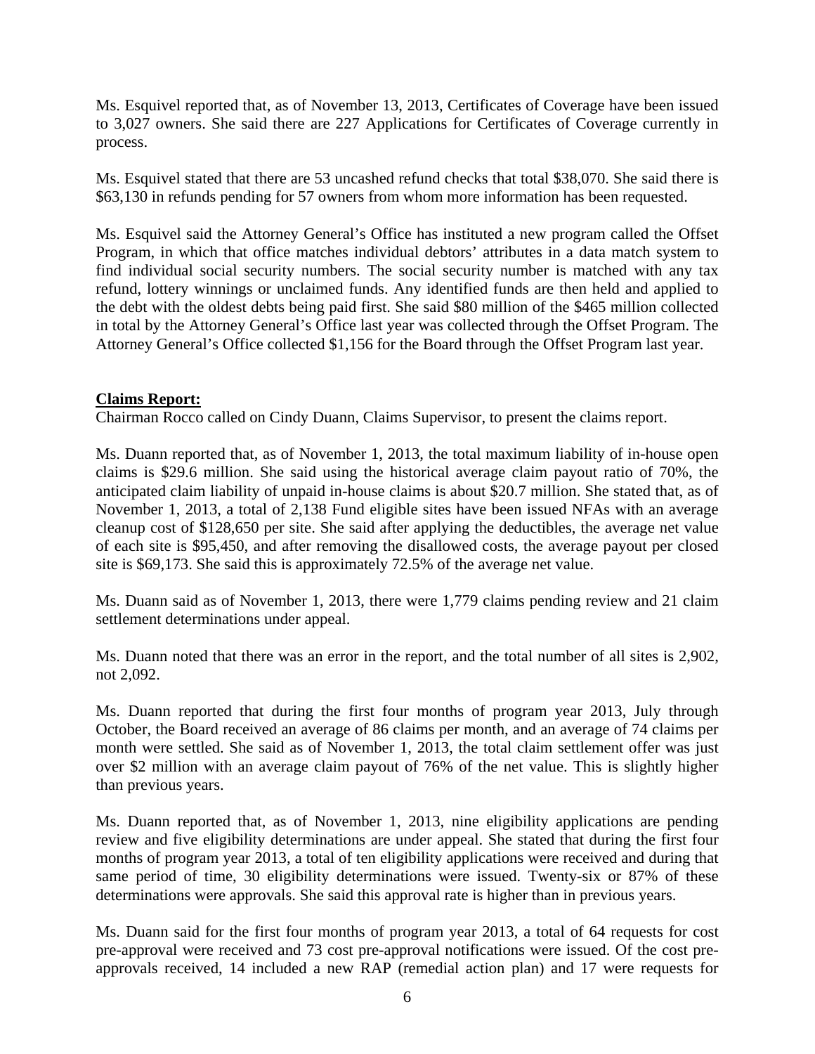Ms. Esquivel reported that, as of November 13, 2013, Certificates of Coverage have been issued to 3,027 owners. She said there are 227 Applications for Certificates of Coverage currently in process.

Ms. Esquivel stated that there are 53 uncashed refund checks that total $38,070. She said there is $63,130 in refunds pending for 57 owners from whom more information has been requested.

Ms. Esquivel said the Attorney General's Office has instituted a new program called the Offset Program, in which that office matches individual debtors' attributes in a data match system to find individual social security numbers. The social security number is matched with any tax refund, lottery winnings or unclaimed funds. Any identified funds are then held and applied to the debt with the oldest debts being paid first. She said $80 million of the $465 million collected in total by the Attorney General's Office last year was collected through the Offset Program. The Attorney General's Office collected $1,156 for the Board through the Offset Program last year.

**Claims Report:**

Chairman Rocco called on Cindy Duann, Claims Supervisor, to present the claims report.

Ms. Duann reported that, as of November 1, 2013, the total maximum liability of in-house open claims is $29.6 million. She said using the historical average claim payout ratio of 70%, the anticipated claim liability of unpaid in-house claims is about $20.7 million. She stated that, as of November 1, 2013, a total of 2,138 Fund eligible sites have been issued NFAs with an average cleanup cost of $128,650 per site. She said after applying the deductibles, the average net value of each site is $95,450, and after removing the disallowed costs, the average payout per closed site is $69,173. She said this is approximately 72.5% of the average net value.

Ms. Duann said as of November 1, 2013, there were 1,779 claims pending review and 21 claim settlement determinations under appeal.

Ms. Duann noted that there was an error in the report, and the total number of all sites is 2,902, not 2,092.

Ms. Duann reported that during the first four months of program year 2013, July through October, the Board received an average of 86 claims per month, and an average of 74 claims per month were settled. She said as of November 1, 2013, the total claim settlement offer was just over $2 million with an average claim payout of 76% of the net value. This is slightly higher than previous years.

Ms. Duann reported that, as of November 1, 2013, nine eligibility applications are pending review and five eligibility determinations are under appeal. She stated that during the first four months of program year 2013, a total of ten eligibility applications were received and during that same period of time, 30 eligibility determinations were issued. Twenty-six or 87% of these determinations were approvals. She said this approval rate is higher than in previous years.

Ms. Duann said for the first four months of program year 2013, a total of 64 requests for cost pre-approval were received and 73 cost pre-approval notifications were issued. Of the cost pre-approvals received, 14 included a new RAP (remedial action plan) and 17 were requests for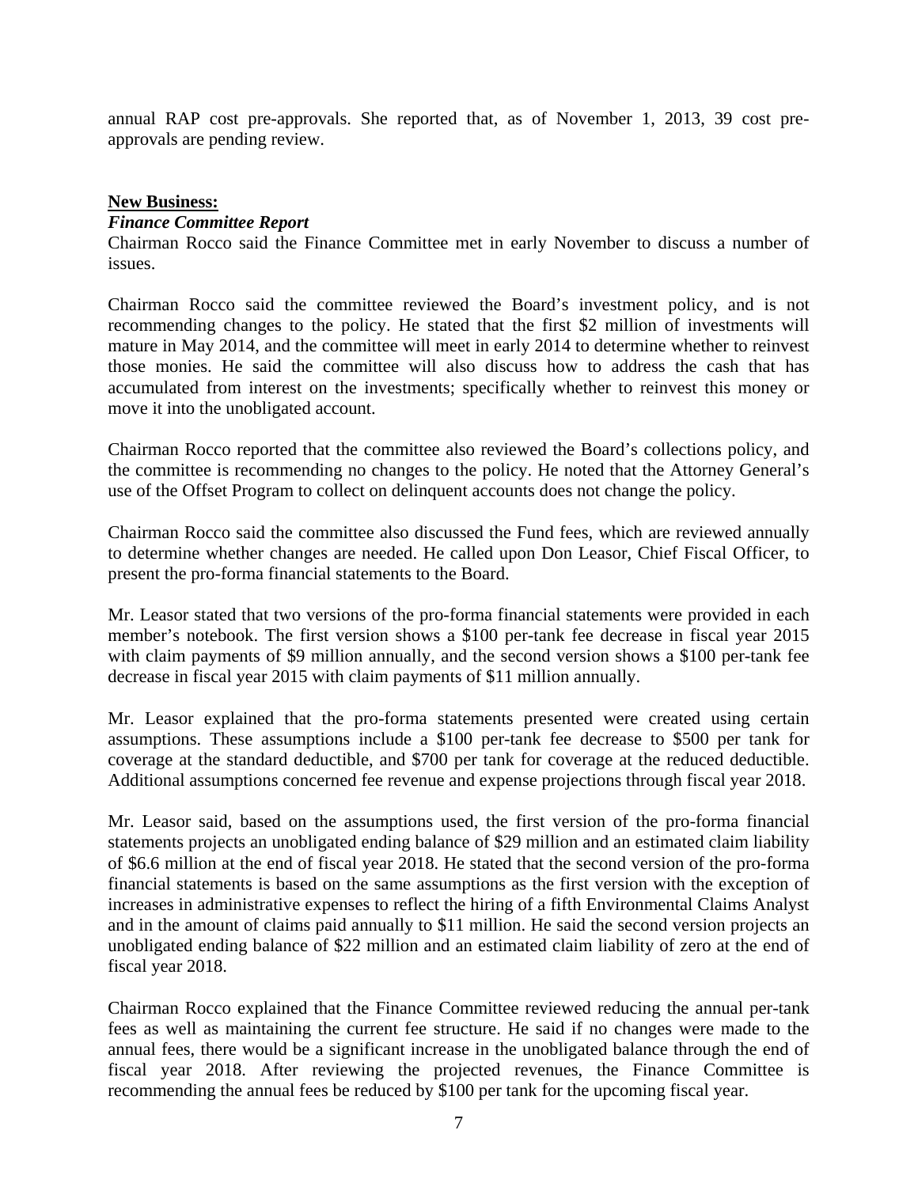annual RAP cost pre-approvals. She reported that, as of November 1, 2013, 39 cost pre-approvals are pending review.

**New Business:**

***Finance Committee Report***

Chairman Rocco said the Finance Committee met in early November to discuss a number of issues.

Chairman Rocco said the committee reviewed the Board's investment policy, and is not recommending changes to the policy. He stated that the first $2 million of investments will mature in May 2014, and the committee will meet in early 2014 to determine whether to reinvest those monies. He said the committee will also discuss how to address the cash that has accumulated from interest on the investments; specifically whether to reinvest this money or move it into the unobligated account.

Chairman Rocco reported that the committee also reviewed the Board's collections policy, and the committee is recommending no changes to the policy. He noted that the Attorney General's use of the Offset Program to collect on delinquent accounts does not change the policy.

Chairman Rocco said the committee also discussed the Fund fees, which are reviewed annually to determine whether changes are needed. He called upon Don Leasor, Chief Fiscal Officer, to present the pro-forma financial statements to the Board.

Mr. Leasor stated that two versions of the pro-forma financial statements were provided in each member's notebook. The first version shows a $100 per-tank fee decrease in fiscal year 2015 with claim payments of $9 million annually, and the second version shows a $100 per-tank fee decrease in fiscal year 2015 with claim payments of $11 million annually.

Mr. Leasor explained that the pro-forma statements presented were created using certain assumptions. These assumptions include a $100 per-tank fee decrease to $500 per tank for coverage at the standard deductible, and $700 per tank for coverage at the reduced deductible. Additional assumptions concerned fee revenue and expense projections through fiscal year 2018.

Mr. Leasor said, based on the assumptions used, the first version of the pro-forma financial statements projects an unobligated ending balance of $29 million and an estimated claim liability of $6.6 million at the end of fiscal year 2018. He stated that the second version of the pro-forma financial statements is based on the same assumptions as the first version with the exception of increases in administrative expenses to reflect the hiring of a fifth Environmental Claims Analyst and in the amount of claims paid annually to $11 million. He said the second version projects an unobligated ending balance of $22 million and an estimated claim liability of zero at the end of fiscal year 2018.

Chairman Rocco explained that the Finance Committee reviewed reducing the annual per-tank fees as well as maintaining the current fee structure. He said if no changes were made to the annual fees, there would be a significant increase in the unobligated balance through the end of fiscal year 2018. After reviewing the projected revenues, the Finance Committee is recommending the annual fees be reduced by $100 per tank for the upcoming fiscal year.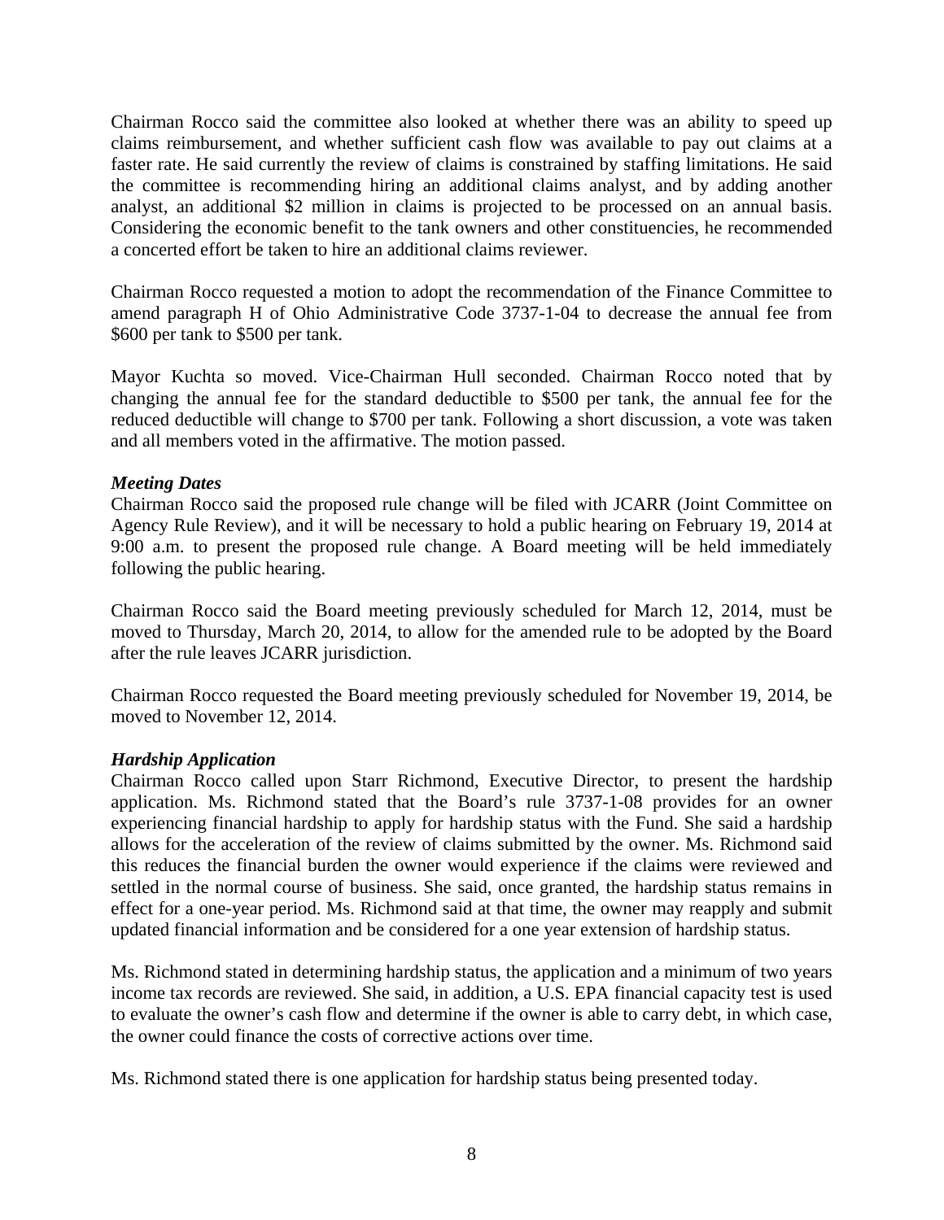Chairman Rocco said the committee also looked at whether there was an ability to speed up claims reimbursement, and whether sufficient cash flow was available to pay out claims at a faster rate. He said currently the review of claims is constrained by staffing limitations. He said the committee is recommending hiring an additional claims analyst, and by adding another analyst, an additional $2 million in claims is projected to be processed on an annual basis. Considering the economic benefit to the tank owners and other constituencies, he recommended a concerted effort be taken to hire an additional claims reviewer.

Chairman Rocco requested a motion to adopt the recommendation of the Finance Committee to amend paragraph H of Ohio Administrative Code 3737-1-04 to decrease the annual fee from $600 per tank to $500 per tank.

Mayor Kuchta so moved. Vice-Chairman Hull seconded. Chairman Rocco noted that by changing the annual fee for the standard deductible to $500 per tank, the annual fee for the reduced deductible will change to $700 per tank. Following a short discussion, a vote was taken and all members voted in the affirmative. The motion passed.

***Meeting Dates***

Chairman Rocco said the proposed rule change will be filed with JCARR (Joint Committee on Agency Rule Review), and it will be necessary to hold a public hearing on February 19, 2014 at 9:00 a.m. to present the proposed rule change. A Board meeting will be held immediately following the public hearing.

Chairman Rocco said the Board meeting previously scheduled for March 12, 2014, must be moved to Thursday, March 20, 2014, to allow for the amended rule to be adopted by the Board after the rule leaves JCARR jurisdiction.

Chairman Rocco requested the Board meeting previously scheduled for November 19, 2014, be moved to November 12, 2014.

***Hardship Application***

Chairman Rocco called upon Starr Richmond, Executive Director, to present the hardship application. Ms. Richmond stated that the Board's rule 3737-1-08 provides for an owner experiencing financial hardship to apply for hardship status with the Fund. She said a hardship allows for the acceleration of the review of claims submitted by the owner. Ms. Richmond said this reduces the financial burden the owner would experience if the claims were reviewed and settled in the normal course of business. She said, once granted, the hardship status remains in effect for a one-year period. Ms. Richmond said at that time, the owner may reapply and submit updated financial information and be considered for a one year extension of hardship status.

Ms. Richmond stated in determining hardship status, the application and a minimum of two years income tax records are reviewed. She said, in addition, a U.S. EPA financial capacity test is used to evaluate the owner's cash flow and determine if the owner is able to carry debt, in which case, the owner could finance the costs of corrective actions over time.

Ms. Richmond stated there is one application for hardship status being presented today.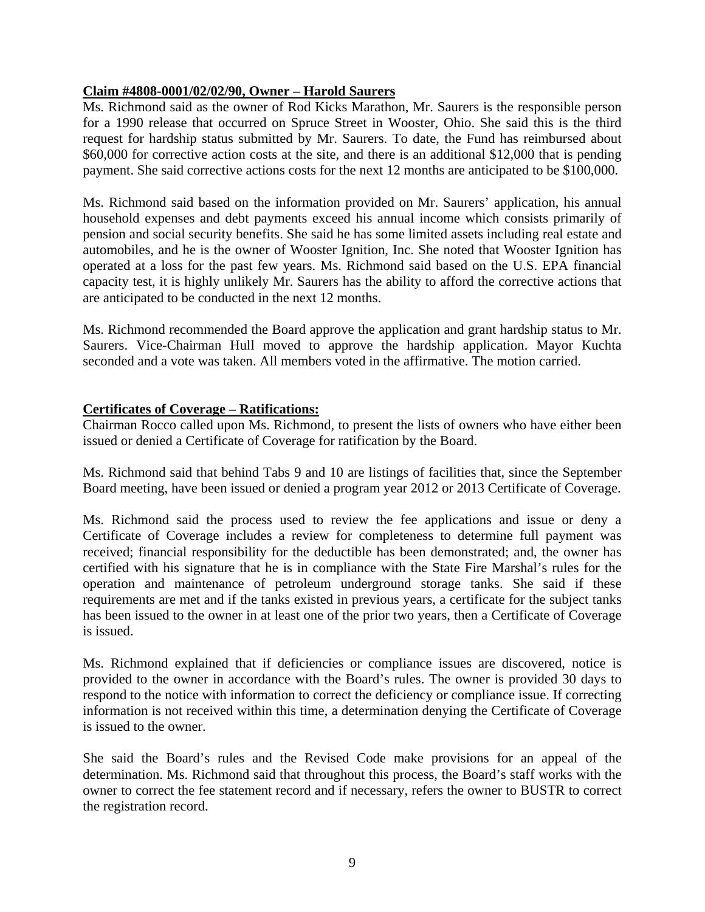**Claim #4808-0001/02/02/90, Owner – Harold Saurers**

Ms. Richmond said as the owner of Rod Kicks Marathon, Mr. Saurers is the responsible person for a 1990 release that occurred on Spruce Street in Wooster, Ohio. She said this is the third request for hardship status submitted by Mr. Saurers. To date, the Fund has reimbursed about \$60,000 for corrective action costs at the site, and there is an additional \$12,000 that is pending payment. She said corrective actions costs for the next 12 months are anticipated to be \$100,000.

Ms. Richmond said based on the information provided on Mr. Saurers' application, his annual household expenses and debt payments exceed his annual income which consists primarily of pension and social security benefits. She said he has some limited assets including real estate and automobiles, and he is the owner of Wooster Ignition, Inc. She noted that Wooster Ignition has operated at a loss for the past few years. Ms. Richmond said based on the U.S. EPA financial capacity test, it is highly unlikely Mr. Saurers has the ability to afford the corrective actions that are anticipated to be conducted in the next 12 months.

Ms. Richmond recommended the Board approve the application and grant hardship status to Mr. Saurers. Vice-Chairman Hull moved to approve the hardship application. Mayor Kuchta seconded and a vote was taken. All members voted in the affirmative. The motion carried.

**Certificates of Coverage – Ratifications:**

Chairman Rocco called upon Ms. Richmond, to present the lists of owners who have either been issued or denied a Certificate of Coverage for ratification by the Board.

Ms. Richmond said that behind Tabs 9 and 10 are listings of facilities that, since the September Board meeting, have been issued or denied a program year 2012 or 2013 Certificate of Coverage.

Ms. Richmond said the process used to review the fee applications and issue or deny a Certificate of Coverage includes a review for completeness to determine full payment was received; financial responsibility for the deductible has been demonstrated; and, the owner has certified with his signature that he is in compliance with the State Fire Marshal's rules for the operation and maintenance of petroleum underground storage tanks. She said if these requirements are met and if the tanks existed in previous years, a certificate for the subject tanks has been issued to the owner in at least one of the prior two years, then a Certificate of Coverage is issued.

Ms. Richmond explained that if deficiencies or compliance issues are discovered, notice is provided to the owner in accordance with the Board's rules. The owner is provided 30 days to respond to the notice with information to correct the deficiency or compliance issue. If correcting information is not received within this time, a determination denying the Certificate of Coverage is issued to the owner.

She said the Board's rules and the Revised Code make provisions for an appeal of the determination. Ms. Richmond said that throughout this process, the Board's staff works with the owner to correct the fee statement record and if necessary, refers the owner to BUSTR to correct the registration record.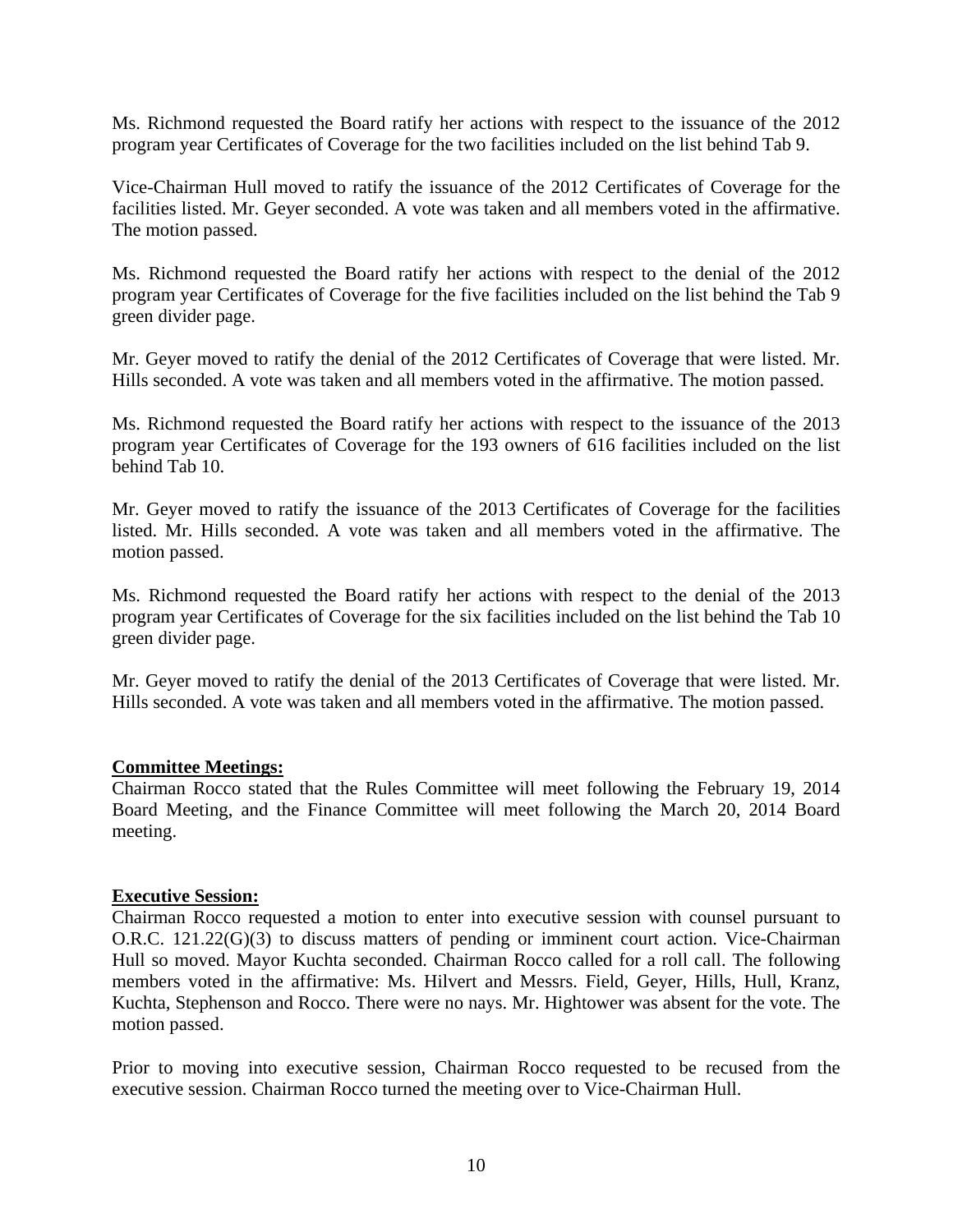Ms. Richmond requested the Board ratify her actions with respect to the issuance of the 2012 program year Certificates of Coverage for the two facilities included on the list behind Tab 9.

Vice-Chairman Hull moved to ratify the issuance of the 2012 Certificates of Coverage for the facilities listed. Mr. Geyer seconded. A vote was taken and all members voted in the affirmative. The motion passed.

Ms. Richmond requested the Board ratify her actions with respect to the denial of the 2012 program year Certificates of Coverage for the five facilities included on the list behind the Tab 9 green divider page.

Mr. Geyer moved to ratify the denial of the 2012 Certificates of Coverage that were listed. Mr. Hills seconded. A vote was taken and all members voted in the affirmative. The motion passed.

Ms. Richmond requested the Board ratify her actions with respect to the issuance of the 2013 program year Certificates of Coverage for the 193 owners of 616 facilities included on the list behind Tab 10.

Mr. Geyer moved to ratify the issuance of the 2013 Certificates of Coverage for the facilities listed. Mr. Hills seconded. A vote was taken and all members voted in the affirmative. The motion passed.

Ms. Richmond requested the Board ratify her actions with respect to the denial of the 2013 program year Certificates of Coverage for the six facilities included on the list behind the Tab 10 green divider page.

Mr. Geyer moved to ratify the denial of the 2013 Certificates of Coverage that were listed. Mr. Hills seconded. A vote was taken and all members voted in the affirmative. The motion passed.

**Committee Meetings:**

Chairman Rocco stated that the Rules Committee will meet following the February 19, 2014 Board Meeting, and the Finance Committee will meet following the March 20, 2014 Board meeting.

**Executive Session:**

Chairman Rocco requested a motion to enter into executive session with counsel pursuant to O.R.C. 121.22(G)(3) to discuss matters of pending or imminent court action. Vice-Chairman Hull so moved. Mayor Kuchta seconded. Chairman Rocco called for a roll call. The following members voted in the affirmative: Ms. Hilvert and Messrs. Field, Geyer, Hills, Hull, Kranz, Kuchta, Stephenson and Rocco. There were no nays. Mr. Hightower was absent for the vote. The motion passed.

Prior to moving into executive session, Chairman Rocco requested to be recused from the executive session. Chairman Rocco turned the meeting over to Vice-Chairman Hull.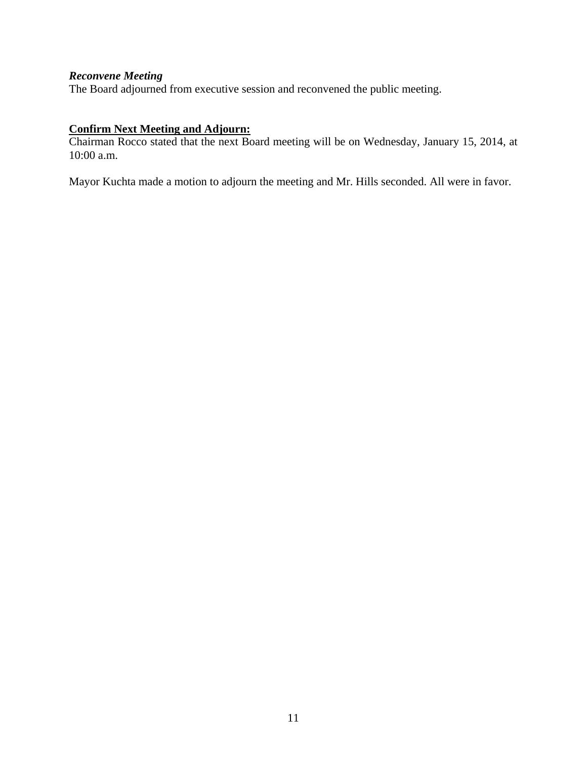***Reconvene Meeting***

The Board adjourned from executive session and reconvened the public meeting.

**Confirm Next Meeting and Adjourn:**

Chairman Rocco stated that the next Board meeting will be on Wednesday, January 15, 2014, at 10:00 a.m.

Mayor Kuchta made a motion to adjourn the meeting and Mr. Hills seconded. All were in favor.